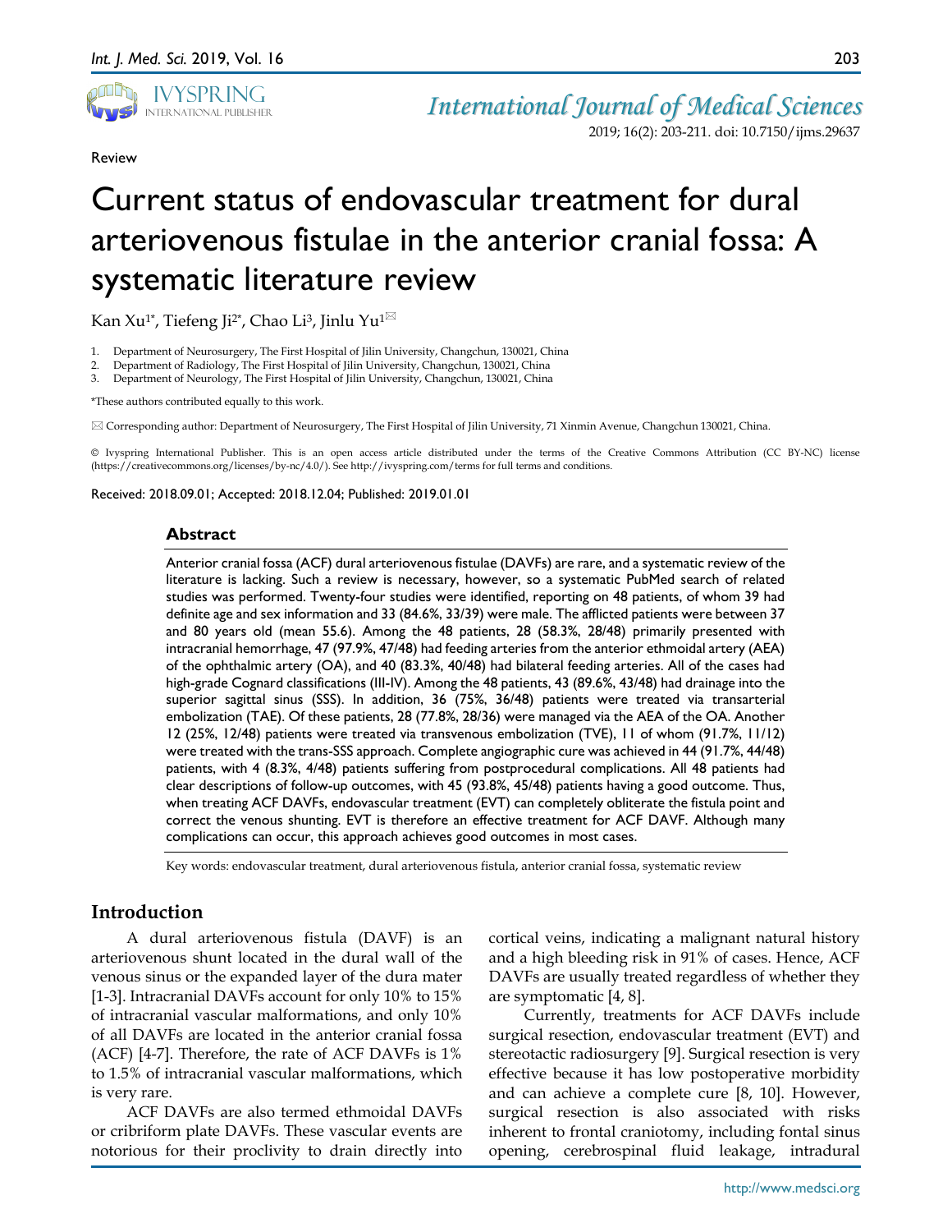Review

# Current status of endovascular treatment for dural arteriovenous fistulae in the anterior cranial fossa: A systematic literature review

Kan Xu[1*], Tiefeng Ji[2*], Chao Li[3], Jinlu Yu[1]✉

1. Department of Neurosurgery, The First Hospital of Jilin University, Changchun, 130021, China
2. Department of Radiology, The First Hospital of Jilin University, Changchun, 130021, China
3. Department of Neurology, The First Hospital of Jilin University, Changchun, 130021, China

*These authors contributed equally to this work.

✉ Corresponding author: Department of Neurosurgery, The First Hospital of Jilin University, 71 Xinmin Avenue, Changchun 130021, China.

© Ivyspring International Publisher. This is an open access article distributed under the terms of the Creative Commons Attribution (CC BY-NC) license (https://creativecommons.org/licenses/by-nc/4.0/). See http://ivyspring.com/terms for full terms and conditions.

Received: 2018.09.01; Accepted: 2018.12.04; Published: 2019.01.01

## Abstract

Anterior cranial fossa (ACF) dural arteriovenous fistulae (DAVFs) are rare, and a systematic review of the literature is lacking. Such a review is necessary, however, so a systematic PubMed search of related studies was performed. Twenty-four studies were identified, reporting on 48 patients, of whom 39 had definite age and sex information and 33 (84.6%, 33/39) were male. The afflicted patients were between 37 and 80 years old (mean 55.6). Among the 48 patients, 28 (58.3%, 28/48) primarily presented with intracranial hemorrhage, 47 (97.9%, 47/48) had feeding arteries from the anterior ethmoidal artery (AEA) of the ophthalmic artery (OA), and 40 (83.3%, 40/48) had bilateral feeding arteries. All of the cases had high-grade Cognard classifications (III-IV). Among the 48 patients, 43 (89.6%, 43/48) had drainage into the superior sagittal sinus (SSS). In addition, 36 (75%, 36/48) patients were treated via transarterial embolization (TAE). Of these patients, 28 (77.8%, 28/36) were managed via the AEA of the OA. Another 12 (25%, 12/48) patients were treated via transvenous embolization (TVE), 11 of whom (91.7%, 11/12) were treated with the trans-SSS approach. Complete angiographic cure was achieved in 44 (91.7%, 44/48) patients, with 4 (8.3%, 4/48) patients suffering from postprocedural complications. All 48 patients had clear descriptions of follow-up outcomes, with 45 (93.8%, 45/48) patients having a good outcome. Thus, when treating ACF DAVFs, endovascular treatment (EVT) can completely obliterate the fistula point and correct the venous shunting. EVT is therefore an effective treatment for ACF DAVF. Although many complications can occur, this approach achieves good outcomes in most cases.

Key words: endovascular treatment, dural arteriovenous fistula, anterior cranial fossa, systematic review

## Introduction

A dural arteriovenous fistula (DAVF) is an arteriovenous shunt located in the dural wall of the venous sinus or the expanded layer of the dura mater [1-3]. Intracranial DAVFs account for only 10% to 15% of intracranial vascular malformations, and only 10% of all DAVFs are located in the anterior cranial fossa (ACF) [4-7]. Therefore, the rate of ACF DAVFs is 1% to 1.5% of intracranial vascular malformations, which is very rare.

ACF DAVFs are also termed ethmoidal DAVFs or cribriform plate DAVFs. These vascular events are notorious for their proclivity to drain directly into cortical veins, indicating a malignant natural history and a high bleeding risk in 91% of cases. Hence, ACF DAVFs are usually treated regardless of whether they are symptomatic [4, 8].

Currently, treatments for ACF DAVFs include surgical resection, endovascular treatment (EVT) and stereotactic radiosurgery [9]. Surgical resection is very effective because it has low postoperative morbidity and can achieve a complete cure [8, 10]. However, surgical resection is also associated with risks inherent to frontal craniotomy, including fontal sinus opening, cerebrospinal fluid leakage, intradural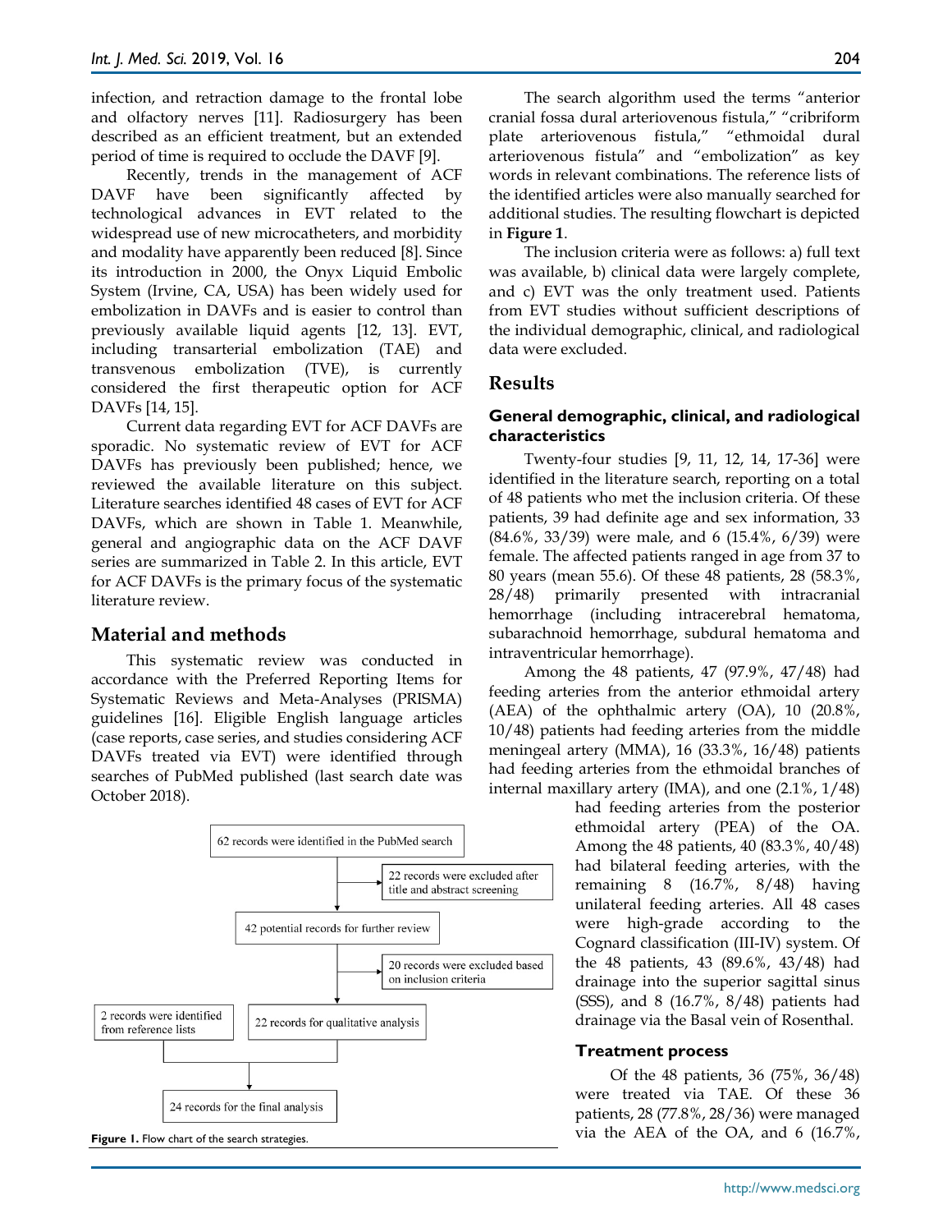infection, and retraction damage to the frontal lobe and olfactory nerves [11]. Radiosurgery has been described as an efficient treatment, but an extended period of time is required to occlude the DAVF [9].

Recently, trends in the management of ACF DAVF have been significantly affected by technological advances in EVT related to the widespread use of new microcatheters, and morbidity and modality have apparently been reduced [8]. Since its introduction in 2000, the Onyx Liquid Embolic System (Irvine, CA, USA) has been widely used for embolization in DAVFs and is easier to control than previously available liquid agents [12, 13]. EVT, including transarterial embolization (TAE) and transvenous embolization (TVE), is currently considered the first therapeutic option for ACF DAVFs [14, 15].

Current data regarding EVT for ACF DAVFs are sporadic. No systematic review of EVT for ACF DAVFs has previously been published; hence, we reviewed the available literature on this subject. Literature searches identified 48 cases of EVT for ACF DAVFs, which are shown in Table 1. Meanwhile, general and angiographic data on the ACF DAVF series are summarized in Table 2. In this article, EVT for ACF DAVFs is the primary focus of the systematic literature review.

## Material and methods

This systematic review was conducted in accordance with the Preferred Reporting Items for Systematic Reviews and Meta-Analyses (PRISMA) guidelines [16]. Eligible English language articles (case reports, case series, and studies considering ACF DAVFs treated via EVT) were identified through searches of PubMed published (last search date was October 2018).

The search algorithm used the terms "anterior cranial fossa dural arteriovenous fistula," "cribriform plate arteriovenous fistula," "ethmoidal dural arteriovenous fistula" and "embolization" as key words in relevant combinations. The reference lists of the identified articles were also manually searched for additional studies. The resulting flowchart is depicted in **Figure 1**.

The inclusion criteria were as follows: a) full text was available, b) clinical data were largely complete, and c) EVT was the only treatment used. Patients from EVT studies without sufficient descriptions of the individual demographic, clinical, and radiological data were excluded.

62 records were identified in the PubMed search

22 records were excluded after title and abstract screening

42 potential records for further review

20 records were excluded based on inclusion criteria

2 records were identified from reference lists

22 records for qualitative analysis

24 records for the final analysis

**Figure 1.** Flow chart of the search strategies.

## Results

### General demographic, clinical, and radiological characteristics

Twenty-four studies [9, 11, 12, 14, 17-36] were identified in the literature search, reporting on a total of 48 patients who met the inclusion criteria. Of these patients, 39 had definite age and sex information, 33 (84.6%, 33/39) were male, and 6 (15.4%, 6/39) were female. The affected patients ranged in age from 37 to 80 years (mean 55.6). Of these 48 patients, 28 (58.3%, 28/48) primarily presented with intracranial hemorrhage (including intracerebral hematoma, subarachnoid hemorrhage, subdural hematoma and intraventricular hemorrhage).

Among the 48 patients, 47 (97.9%, 47/48) had feeding arteries from the anterior ethmoidal artery (AEA) of the ophthalmic artery (OA), 10 (20.8%, 10/48) patients had feeding arteries from the middle meningeal artery (MMA), 16 (33.3%, 16/48) patients had feeding arteries from the ethmoidal branches of internal maxillary artery (IMA), and one (2.1%, 1/48) had feeding arteries from the posterior ethmoidal artery (PEA) of the OA. Among the 48 patients, 40 (83.3%, 40/48) had bilateral feeding arteries, with the remaining 8 (16.7%, 8/48) having unilateral feeding arteries. All 48 cases were high-grade according to the Cognard classification (III-IV) system. Of the 48 patients, 43 (89.6%, 43/48) had drainage into the superior sagittal sinus (SSS), and 8 (16.7%, 8/48) patients had drainage via the Basal vein of Rosenthal.

### Treatment process

Of the 48 patients, 36 (75%, 36/48) were treated via TAE. Of these 36 patients, 28 (77.8%, 28/36) were managed via the AEA of the OA, and 6 (16.7%,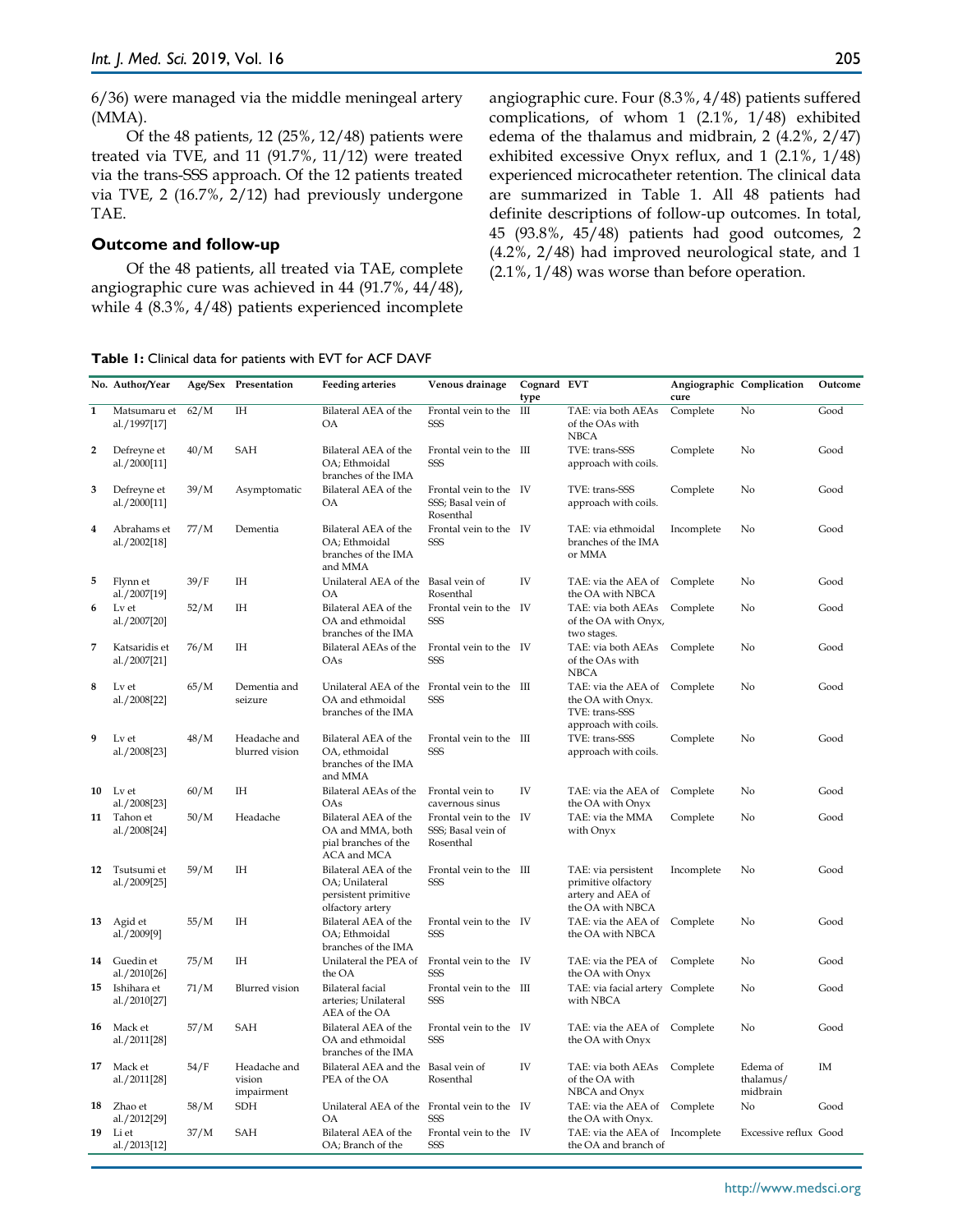6/36) were managed via the middle meningeal artery (MMA).

Of the 48 patients, 12 (25%, 12/48) patients were treated via TVE, and 11 (91.7%, 11/12) were treated via the trans-SSS approach. Of the 12 patients treated via TVE, 2 (16.7%, 2/12) had previously undergone TAE.

### Outcome and follow-up

Of the 48 patients, all treated via TAE, complete angiographic cure was achieved in 44 (91.7%, 44/48), while 4 (8.3%, 4/48) patients experienced incomplete angiographic cure. Four (8.3%, 4/48) patients suffered complications, of whom 1 (2.1%, 1/48) exhibited edema of the thalamus and midbrain, 2 (4.2%, 2/47) exhibited excessive Onyx reflux, and 1 (2.1%, 1/48) experienced microcatheter retention. The clinical data are summarized in Table 1. All 48 patients had definite descriptions of follow-up outcomes. In total, 45 (93.8%, 45/48) patients had good outcomes, 2 (4.2%, 2/48) had improved neurological state, and 1 (2.1%, 1/48) was worse than before operation.

**Table 1:** Clinical data for patients with EVT for ACF DAVF

| No. | Author/Year | Age/Sex | Presentation | Feeding arteries | Venous drainage | Cognard type | EVT | Angiographic cure | Complication | Outcome |
|---|---|---|---|---|---|---|---|---|---|---|
| 1 | Matsumaru et al./1997[17] | 62/M | IH | Bilateral AEA of the OA | Frontal vein to the SSS | III | TAE: via both AEAs of the OAs with NBCA | Complete | No | Good |
| 2 | Defreyne et al./2000[11] | 40/M | SAH | Bilateral AEA of the OA; Ethmoidal branches of the IMA | Frontal vein to the SSS | III | TVE: trans-SSS approach with coils. | Complete | No | Good |
| 3 | Defreyne et al./2000[11] | 39/M | Asymptomatic | Bilateral AEA of the OA | Frontal vein to the SSS; Basal vein of Rosenthal | IV | TVE: trans-SSS approach with coils. | Complete | No | Good |
| 4 | Abrahams et al./2002[18] | 77/M | Dementia | Bilateral AEA of the OA; Ethmoidal branches of the IMA and MMA | Frontal vein to the SSS | IV | TAE: via ethmoidal branches of the IMA or MMA | Incomplete | No | Good |
| 5 | Flynn et al./2007[19] | 39/F | IH | Unilateral AEA of the OA | Basal vein of Rosenthal | IV | TAE: via the AEA of the OA with NBCA | Complete | No | Good |
| 6 | Lv et al./2007[20] | 52/M | IH | Bilateral AEA of the OA and ethmoidal branches of the IMA | Frontal vein to the SSS | IV | TAE: via both AEAs of the OA with Onyx, two stages. | Complete | No | Good |
| 7 | Katsaridis et al./2007[21] | 76/M | IH | Bilateral AEAs of the OAs | Frontal vein to the SSS | IV | TAE: via both AEAs of the OAs with NBCA | Complete | No | Good |
| 8 | Lv et al./2008[22] | 65/M | Dementia and seizure | Unilateral AEA of the OA and ethmoidal branches of the IMA | Frontal vein to the SSS | III | TAE: via the AEA of the OA with Onyx. TVE: trans-SSS approach with coils. | Complete | No | Good |
| 9 | Lv et al./2008[23] | 48/M | Headache and blurred vision | Bilateral AEA of the OA, ethmoidal branches of the IMA and MMA | Frontal vein to the SSS | III | TVE: trans-SSS approach with coils. | Complete | No | Good |
| 10 | Lv et al./2008[23] | 60/M | IH | Bilateral AEAs of the OAs | Frontal vein to cavernous sinus | IV | TAE: via the AEA of the OA with Onyx | Complete | No | Good |
| 11 | Tahon et al./2008[24] | 50/M | Headache | Bilateral AEA of the OA and MMA, both pial branches of the ACA and MCA | Frontal vein to the SSS; Basal vein of Rosenthal | IV | TAE: via the MMA with Onyx | Complete | No | Good |
| 12 | Tsutsumi et al./2009[25] | 59/M | IH | Bilateral AEA of the OA; Unilateral persistent primitive olfactory artery | Frontal vein to the SSS | III | TAE: via persistent primitive olfactory artery and AEA of the OA with NBCA | Incomplete | No | Good |
| 13 | Agid et al./2009[9] | 55/M | IH | Bilateral AEA of the OA; Ethmoidal branches of the IMA | Frontal vein to the SSS | IV | TAE: via the AEA of the OA with NBCA | Complete | No | Good |
| 14 | Guedin et al./2010[26] | 75/M | IH | Unilateral the PEA of the OA | Frontal vein to the SSS | IV | TAE: via the PEA of the OA with Onyx | Complete | No | Good |
| 15 | Ishihara et al./2010[27] | 71/M | Blurred vision | Bilateral facial arteries; Unilateral AEA of the OA | Frontal vein to the SSS | III | TAE: via facial artery with NBCA | Complete | No | Good |
| 16 | Mack et al./2011[28] | 57/M | SAH | Bilateral AEA of the OA and ethmoidal branches of the IMA | Frontal vein to the SSS | IV | TAE: via the AEA of the OA with Onyx | Complete | No | Good |
| 17 | Mack et al./2011[28] | 54/F | Headache and vision impairment | Bilateral AEA and the PEA of the OA | Basal vein of Rosenthal | IV | TAE: via both AEAs of the OA with NBCA and Onyx | Complete | Edema of thalamus/ midbrain | IM |
| 18 | Zhao et al./2012[29] | 58/M | SDH | Unilateral AEA of the OA | Frontal vein to the SSS | IV | TAE: via the AEA of the OA with Onyx. | Complete | No | Good |
| 19 | Li et al./2013[12] | 37/M | SAH | Bilateral AEA of the OA; Branch of the | Frontal vein to the SSS | IV | TAE: via the AEA of the OA and branch of | Incomplete | Excessive reflux | Good |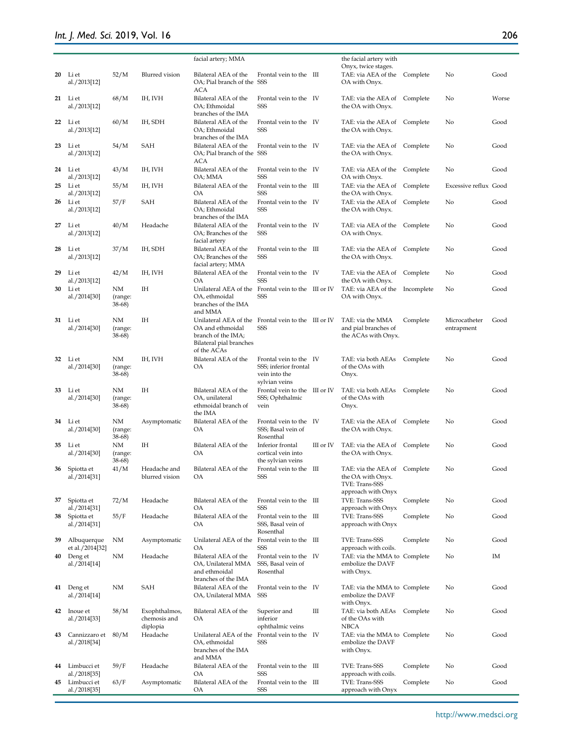| | | | | facial artery; MMA | | | the facial artery with Onyx, twice stages. | | | |
|---|---|---|---|---|---|---|---|---|---|---|
| 20 | Li et al./2013[12] | 52/M | Blurred vision | Bilateral AEA of the OA; Pial branch of the ACA | Frontal vein to the SSS | III | TAE: via AEA of the OA with Onyx. | Complete | No | Good |
| 21 | Li et al./2013[12] | 68/M | IH, IVH | Bilateral AEA of the OA; Ethmoidal branches of the IMA | Frontal vein to the SSS | IV | TAE: via the AEA of the OA with Onyx. | Complete | No | Worse |
| 22 | Li et al./2013[12] | 60/M | IH, SDH | Bilateral AEA of the OA; Ethmoidal branches of the IMA | Frontal vein to the SSS | IV | TAE: via the AEA of the OA with Onyx. | Complete | No | Good |
| 23 | Li et al./2013[12] | 54/M | SAH | Bilateral AEA of the OA; Pial branch of the ACA | Frontal vein to the SSS | IV | TAE: via the AEA of the OA with Onyx. | Complete | No | Good |
| 24 | Li et al./2013[12] | 43/M | IH, IVH | Bilateral AEA of the OA; MMA | Frontal vein to the SSS | IV | TAE: via AEA of the OA with Onyx. | Complete | No | Good |
| 25 | Li et al./2013[12] | 55/M | IH, IVH | Bilateral AEA of the OA | Frontal vein to the SSS | III | TAE: via the AEA of the OA with Onyx. | Complete | Excessive reflux | Good |
| 26 | Li et al./2013[12] | 57/F | SAH | Bilateral AEA of the OA; Ethmoidal branches of the IMA | Frontal vein to the SSS | IV | TAE: via the AEA of the OA with Onyx. | Complete | No | Good |
| 27 | Li et al./2013[12] | 40/M | Headache | Bilateral AEA of the OA; Branches of the facial artery | Frontal vein to the SSS | IV | TAE: via AEA of the OA with Onyx. | Complete | No | Good |
| 28 | Li et al./2013[12] | 37/M | IH, SDH | Bilateral AEA of the OA; Branches of the facial artery; MMA | Frontal vein to the SSS | III | TAE: via the AEA of the OA with Onyx. | Complete | No | Good |
| 29 | Li et al./2013[12] | 42/M | IH, IVH | Bilateral AEA of the OA | Frontal vein to the SSS | IV | TAE: via the AEA of the OA with Onyx. | Complete | No | Good |
| 30 | Li et al./2014[30] | NM (range: 38-68) | IH | Unilateral AEA of the OA, ethmoidal branches of the IMA and MMA | Frontal vein to the SSS | III or IV | TAE: via AEA of the OA with Onyx. | Incomplete | No | Good |
| 31 | Li et al./2014[30] | NM (range: 38-68) | IH | Unilateral AEA of the OA and ethmoidal branch of the IMA; Bilateral pial branches of the ACAs | Frontal vein to the SSS | III or IV | TAE: via the MMA and pial branches of the ACAs with Onyx. | Complete | Microcatheter entrapment | Good |
| 32 | Li et al./2014[30] | NM (range: 38-68) | IH, IVH | Bilateral AEA of the OA | Frontal vein to the SSS; inferior frontal vein into the sylvian veins | IV | TAE: via both AEAs of the OAs with Onyx. | Complete | No | Good |
| 33 | Li et al./2014[30] | NM (range: 38-68) | IH | Bilateral AEA of the OA, unilateral ethmoidal branch of the IMA | Frontal vein to the SSS; Ophthalmic vein | III or IV | TAE: via both AEAs of the OAs with Onyx. | Complete | No | Good |
| 34 | Li et al./2014[30] | NM (range: 38-68) | Asymptomatic | Bilateral AEA of the OA | Frontal vein to the SSS; Basal vein of Rosenthal | IV | TAE: via the AEA of the OA with Onyx. | Complete | No | Good |
| 35 | Li et al./2014[30] | NM (range: 38-68) | IH | Bilateral AEA of the OA | Inferior frontal cortical vein into the sylvian veins | III or IV | TAE: via the AEA of the OA with Onyx. | Complete | No | Good |
| 36 | Spiotta et al./2014[31] | 41/M | Headache and blurred vision | Bilateral AEA of the OA | Frontal vein to the SSS | III | TAE: via the AEA of the OA with Onyx. TVE: Trans-SSS approach with Onyx | Complete | No | Good |
| 37 | Spiotta et al./2014[31] | 72/M | Headache | Bilateral AEA of the OA | Frontal vein to the SSS | III | TVE: Trans-SSS approach with Onyx | Complete | No | Good |
| 38 | Spiotta et al./2014[31] | 55/F | Headache | Bilateral AEA of the OA | Frontal vein to the SSS, Basal vein of Rosenthal | III | TVE: Trans-SSS approach with Onyx | Complete | No | Good |
| 39 | Albuquerque et al./2014[32] | NM | Asymptomatic | Unilateral AEA of the OA | Frontal vein to the SSS | III | TVE: Trans-SSS approach with coils. | Complete | No | Good |
| 40 | Deng et al./2014[14] | NM | Headache | Bilateral AEA of the OA, Unilateral MMA and ethmoidal branches of the IMA | Frontal vein to the SSS, Basal vein of Rosenthal | IV | TAE: via the MMA to embolize the DAVF with Onyx. | Complete | No | IM |
| 41 | Deng et al./2014[14] | NM | SAH | Bilateral AEA of the OA, Unilateral MMA | Frontal vein to the SSS | IV | TAE: via the MMA to embolize the DAVF with Onyx. | Complete | No | Good |
| 42 | Inoue et al./2014[33] | 58/M | Exophthalmos, chemosis and diplopia | Bilateral AEA of the OA | Superior and inferior ophthalmic veins | III | TAE: via both AEAs of the OAs with NBCA | Complete | No | Good |
| 43 | Cannizzaro et al./2018[34] | 80/M | Headache | Unilateral AEA of the OA, ethmoidal branches of the IMA and MMA | Frontal vein to the SSS | IV | TAE: via the MMA to embolize the DAVF with Onyx. | Complete | No | Good |
| 44 | Limbucci et al./2018[35] | 59/F | Headache | Bilateral AEA of the OA | Frontal vein to the SSS | III | TVE: Trans-SSS approach with coils. | Complete | No | Good |
| 45 | Limbucci et al./2018[35] | 63/F | Asymptomatic | Bilateral AEA of the OA | Frontal vein to the SSS | III | TVE: Trans-SSS approach with Onyx | Complete | No | Good |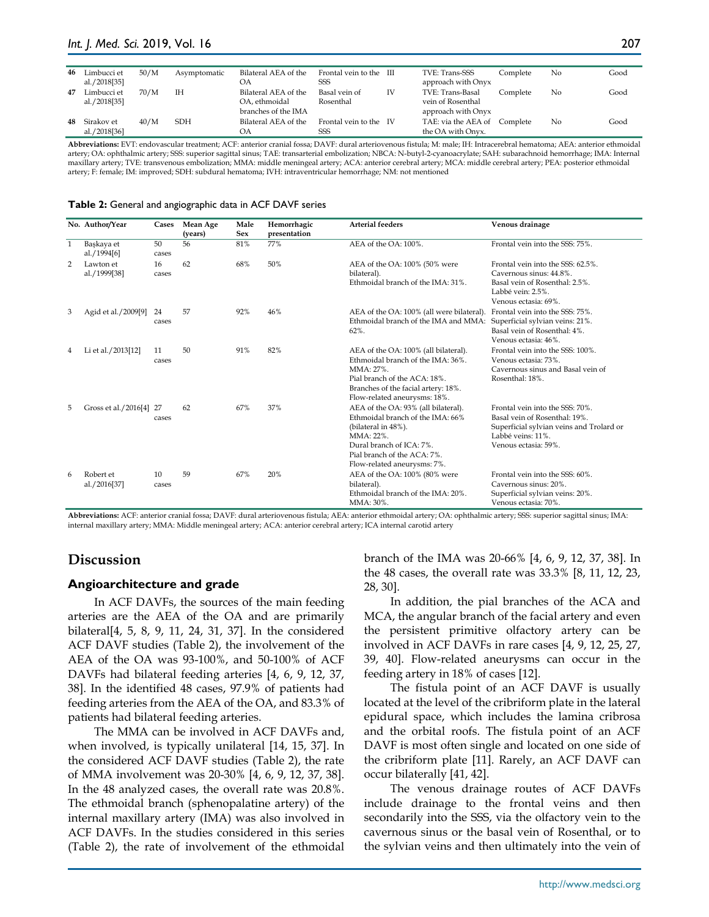| 46 | Limbucci et al./2018[35] | 50/M | Asymptomatic | Bilateral AEA of the OA | Frontal vein to the SSS | III | TVE: Trans-SSS approach with Onyx | Complete | No | Good |
|---|---|---|---|---|---|---|---|---|---|---|
| 47 | Limbucci et al./2018[35] | 70/M | IH | Bilateral AEA of the OA, ethmoidal branches of the IMA | Basal vein of Rosenthal | IV | TVE: Trans-Basal vein of Rosenthal approach with Onyx | Complete | No | Good |
| 48 | Sirakov et al./2018[36] | 40/M | SDH | Bilateral AEA of the OA | Frontal vein to the SSS | IV | TAE: via the AEA of the OA with Onyx. | Complete | No | Good |

**Abbreviations:** EVT: endovascular treatment; ACF: anterior cranial fossa; DAVF: dural arteriovenous fistula; M: male; IH: Intracerebral hematoma; AEA: anterior ethmoidal artery; OA: ophthalmic artery; SSS: superior sagittal sinus; TAE: transarterial embolization; NBCA: N-butyl-2-cyanoacrylate; SAH: subarachnoid hemorrhage; IMA: Internal maxillary artery; TVE: transvenous embolization; MMA: middle meningeal artery; ACA: anterior cerebral artery; MCA: middle cerebral artery; PEA: posterior ethmoidal artery; F: female; IM: improved; SDH: subdural hematoma; IVH: intraventricular hemorrhage; NM: not mentioned

**Table 2:** General and angiographic data in ACF DAVF series

| No. | Author/Year | Cases | Mean Age (years) | Male Sex | Hemorrhagic presentation | Arterial feeders | Venous drainage |
|---|---|---|---|---|---|---|---|
| 1 | Başkaya et al./1994[6] | 50 cases | 56 | 81% | 77% | AEA of the OA: 100%. | Frontal vein into the SSS: 75%. |
| 2 | Lawton et al./1999[38] | 16 cases | 62 | 68% | 50% | AEA of the OA: 100% (50% were bilateral).<br>Ethmoidal branch of the IMA: 31%. | Frontal vein into the SSS: 62.5%.<br>Cavernous sinus: 44.8%.<br>Basal vein of Rosenthal: 2.5%.<br>Labbé vein: 2.5%.<br>Venous ectasia: 69%. |
| 3 | Agid et al./2009[9] | 24 cases | 57 | 92% | 46% | AEA of the OA: 100% (all were bilateral).<br>Ethmoidal branch of the IMA and MMA: 62%. | Frontal vein into the SSS: 75%.<br>Superficial sylvian veins: 21%.<br>Basal vein of Rosenthal: 4%.<br>Venous ectasia: 46%. |
| 4 | Li et al./2013[12] | 11 cases | 50 | 91% | 82% | AEA of the OA: 100% (all bilateral).<br>Ethmoidal branch of the IMA: 36%.<br>MMA: 27%.<br>Pial branch of the ACA: 18%.<br>Branches of the facial artery: 18%.<br>Flow-related aneurysms: 18%. | Frontal vein into the SSS: 100%.<br>Venous ectasia: 73%.<br>Cavernous sinus and Basal vein of Rosenthal: 18%. |
| 5 | Gross et al./2016[4] | 27 cases | 62 | 67% | 37% | AEA of the OA: 93% (all bilateral).<br>Ethmoidal branch of the IMA: 66% (bilateral in 48%).<br>MMA: 22%.<br>Dural branch of ICA: 7%.<br>Pial branch of the ACA: 7%.<br>Flow-related aneurysms: 7%. | Frontal vein into the SSS: 70%.<br>Basal vein of Rosenthal: 19%.<br>Superficial sylvian veins and Trolard or Labbé veins: 11%.<br>Venous ectasia: 59%. |
| 6 | Robert et al./2016[37] | 10 cases | 59 | 67% | 20% | AEA of the OA: 100% (80% were bilateral).<br>Ethmoidal branch of the IMA: 20%.<br>MMA: 30%. | Frontal vein into the SSS: 60%.<br>Cavernous sinus: 20%.<br>Superficial sylvian veins: 20%.<br>Venous ectasia: 70%. |

**Abbreviations:** ACF: anterior cranial fossa; DAVF: dural arteriovenous fistula; AEA: anterior ethmoidal artery; OA: ophthalmic artery; SSS: superior sagittal sinus; IMA: internal maxillary artery; MMA: Middle meningeal artery; ACA: anterior cerebral artery; ICA internal carotid artery

## Discussion

### Angioarchitecture and grade

In ACF DAVFs, the sources of the main feeding arteries are the AEA of the OA and are primarily bilateral[4, 5, 8, 9, 11, 24, 31, 37]. In the considered ACF DAVF studies (Table 2), the involvement of the AEA of the OA was 93-100%, and 50-100% of ACF DAVFs had bilateral feeding arteries [4, 6, 9, 12, 37, 38]. In the identified 48 cases, 97.9% of patients had feeding arteries from the AEA of the OA, and 83.3% of patients had bilateral feeding arteries.

The MMA can be involved in ACF DAVFs and, when involved, is typically unilateral [14, 15, 37]. In the considered ACF DAVF studies (Table 2), the rate of MMA involvement was 20-30% [4, 6, 9, 12, 37, 38]. In the 48 analyzed cases, the overall rate was 20.8%. The ethmoidal branch (sphenopalatine artery) of the internal maxillary artery (IMA) was also involved in ACF DAVFs. In the studies considered in this series (Table 2), the rate of involvement of the ethmoidal branch of the IMA was 20-66% [4, 6, 9, 12, 37, 38]. In the 48 cases, the overall rate was 33.3% [8, 11, 12, 23, 28, 30].

In addition, the pial branches of the ACA and MCA, the angular branch of the facial artery and even the persistent primitive olfactory artery can be involved in ACF DAVFs in rare cases [4, 9, 12, 25, 27, 39, 40]. Flow-related aneurysms can occur in the feeding artery in 18% of cases [12].

The fistula point of an ACF DAVF is usually located at the level of the cribriform plate in the lateral epidural space, which includes the lamina cribrosa and the orbital roofs. The fistula point of an ACF DAVF is most often single and located on one side of the cribriform plate [11]. Rarely, an ACF DAVF can occur bilaterally [41, 42].

The venous drainage routes of ACF DAVFs include drainage to the frontal veins and then secondarily into the SSS, via the olfactory vein to the cavernous sinus or the basal vein of Rosenthal, or to the sylvian veins and then ultimately into the vein of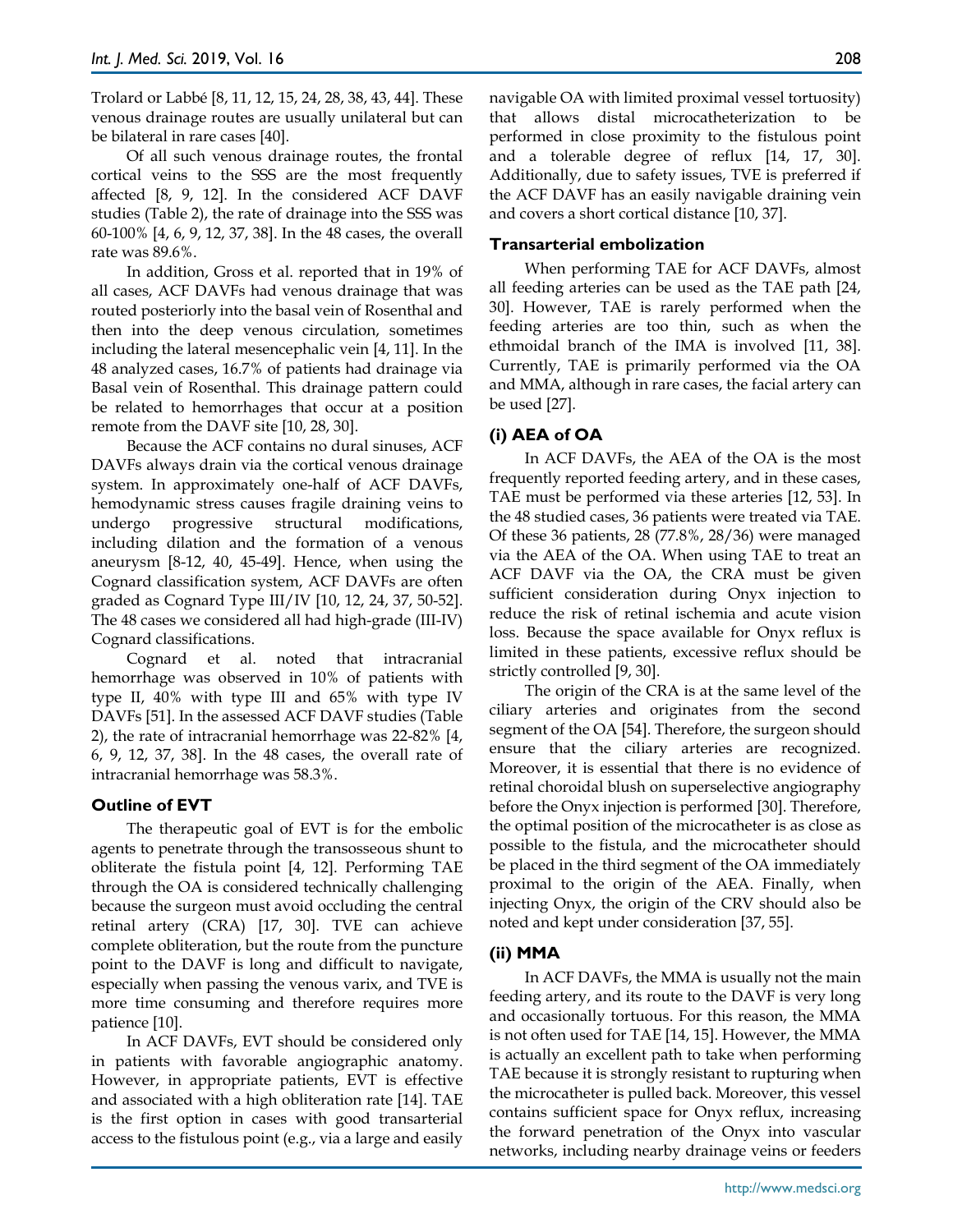Trolard or Labbé [8, 11, 12, 15, 24, 28, 38, 43, 44]. These venous drainage routes are usually unilateral but can be bilateral in rare cases [40].

Of all such venous drainage routes, the frontal cortical veins to the SSS are the most frequently affected [8, 9, 12]. In the considered ACF DAVF studies (Table 2), the rate of drainage into the SSS was 60-100% [4, 6, 9, 12, 37, 38]. In the 48 cases, the overall rate was 89.6%.

In addition, Gross et al. reported that in 19% of all cases, ACF DAVFs had venous drainage that was routed posteriorly into the basal vein of Rosenthal and then into the deep venous circulation, sometimes including the lateral mesencephalic vein [4, 11]. In the 48 analyzed cases, 16.7% of patients had drainage via Basal vein of Rosenthal. This drainage pattern could be related to hemorrhages that occur at a position remote from the DAVF site [10, 28, 30].

Because the ACF contains no dural sinuses, ACF DAVFs always drain via the cortical venous drainage system. In approximately one-half of ACF DAVFs, hemodynamic stress causes fragile draining veins to undergo progressive structural modifications, including dilation and the formation of a venous aneurysm [8-12, 40, 45-49]. Hence, when using the Cognard classification system, ACF DAVFs are often graded as Cognard Type III/IV [10, 12, 24, 37, 50-52]. The 48 cases we considered all had high-grade (III-IV) Cognard classifications.

Cognard et al. noted that intracranial hemorrhage was observed in 10% of patients with type II, 40% with type III and 65% with type IV DAVFs [51]. In the assessed ACF DAVF studies (Table 2), the rate of intracranial hemorrhage was 22-82% [4, 6, 9, 12, 37, 38]. In the 48 cases, the overall rate of intracranial hemorrhage was 58.3%.

### Outline of EVT

The therapeutic goal of EVT is for the embolic agents to penetrate through the transosseous shunt to obliterate the fistula point [4, 12]. Performing TAE through the OA is considered technically challenging because the surgeon must avoid occluding the central retinal artery (CRA) [17, 30]. TVE can achieve complete obliteration, but the route from the puncture point to the DAVF is long and difficult to navigate, especially when passing the venous varix, and TVE is more time consuming and therefore requires more patience [10].

In ACF DAVFs, EVT should be considered only in patients with favorable angiographic anatomy. However, in appropriate patients, EVT is effective and associated with a high obliteration rate [14]. TAE is the first option in cases with good transarterial access to the fistulous point (e.g., via a large and easily navigable OA with limited proximal vessel tortuosity) that allows distal microcatheterization to be performed in close proximity to the fistulous point and a tolerable degree of reflux [14, 17, 30]. Additionally, due to safety issues, TVE is preferred if the ACF DAVF has an easily navigable draining vein and covers a short cortical distance [10, 37].

### Transarterial embolization

When performing TAE for ACF DAVFs, almost all feeding arteries can be used as the TAE path [24, 30]. However, TAE is rarely performed when the feeding arteries are too thin, such as when the ethmoidal branch of the IMA is involved [11, 38]. Currently, TAE is primarily performed via the OA and MMA, although in rare cases, the facial artery can be used [27].

### (i) AEA of OA

In ACF DAVFs, the AEA of the OA is the most frequently reported feeding artery, and in these cases, TAE must be performed via these arteries [12, 53]. In the 48 studied cases, 36 patients were treated via TAE. Of these 36 patients, 28 (77.8%, 28/36) were managed via the AEA of the OA. When using TAE to treat an ACF DAVF via the OA, the CRA must be given sufficient consideration during Onyx injection to reduce the risk of retinal ischemia and acute vision loss. Because the space available for Onyx reflux is limited in these patients, excessive reflux should be strictly controlled [9, 30].

The origin of the CRA is at the same level of the ciliary arteries and originates from the second segment of the OA [54]. Therefore, the surgeon should ensure that the ciliary arteries are recognized. Moreover, it is essential that there is no evidence of retinal choroidal blush on superselective angiography before the Onyx injection is performed [30]. Therefore, the optimal position of the microcatheter is as close as possible to the fistula, and the microcatheter should be placed in the third segment of the OA immediately proximal to the origin of the AEA. Finally, when injecting Onyx, the origin of the CRV should also be noted and kept under consideration [37, 55].

### (ii) MMA

In ACF DAVFs, the MMA is usually not the main feeding artery, and its route to the DAVF is very long and occasionally tortuous. For this reason, the MMA is not often used for TAE [14, 15]. However, the MMA is actually an excellent path to take when performing TAE because it is strongly resistant to rupturing when the microcatheter is pulled back. Moreover, this vessel contains sufficient space for Onyx reflux, increasing the forward penetration of the Onyx into vascular networks, including nearby drainage veins or feeders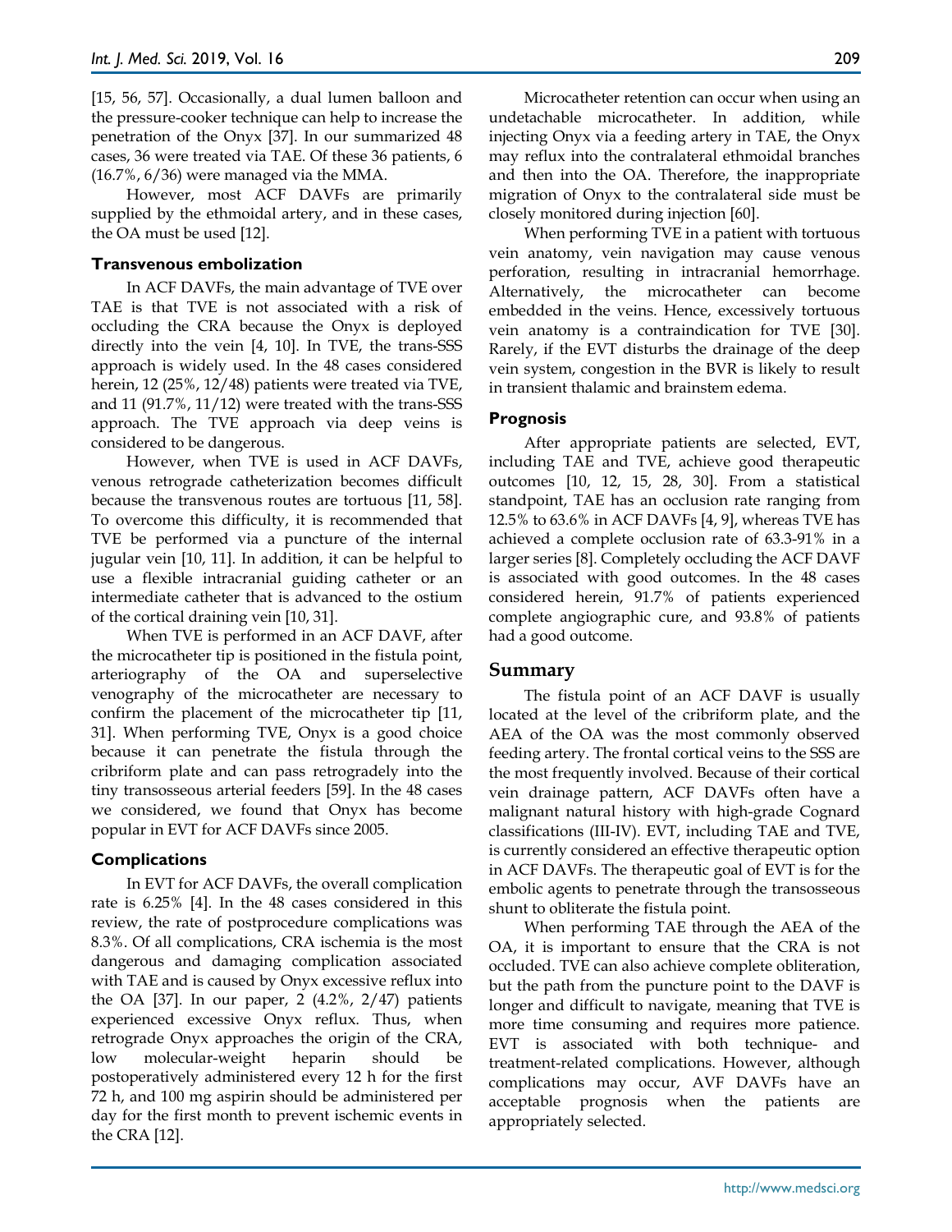[15, 56, 57]. Occasionally, a dual lumen balloon and the pressure-cooker technique can help to increase the penetration of the Onyx [37]. In our summarized 48 cases, 36 were treated via TAE. Of these 36 patients, 6 (16.7%, 6/36) were managed via the MMA.

However, most ACF DAVFs are primarily supplied by the ethmoidal artery, and in these cases, the OA must be used [12].

### Transvenous embolization

In ACF DAVFs, the main advantage of TVE over TAE is that TVE is not associated with a risk of occluding the CRA because the Onyx is deployed directly into the vein [4, 10]. In TVE, the trans-SSS approach is widely used. In the 48 cases considered herein, 12 (25%, 12/48) patients were treated via TVE, and 11 (91.7%, 11/12) were treated with the trans-SSS approach. The TVE approach via deep veins is considered to be dangerous.

However, when TVE is used in ACF DAVFs, venous retrograde catheterization becomes difficult because the transvenous routes are tortuous [11, 58]. To overcome this difficulty, it is recommended that TVE be performed via a puncture of the internal jugular vein [10, 11]. In addition, it can be helpful to use a flexible intracranial guiding catheter or an intermediate catheter that is advanced to the ostium of the cortical draining vein [10, 31].

When TVE is performed in an ACF DAVF, after the microcatheter tip is positioned in the fistula point, arteriography of the OA and superselective venography of the microcatheter are necessary to confirm the placement of the microcatheter tip [11, 31]. When performing TVE, Onyx is a good choice because it can penetrate the fistula through the cribriform plate and can pass retrogradely into the tiny transosseous arterial feeders [59]. In the 48 cases we considered, we found that Onyx has become popular in EVT for ACF DAVFs since 2005.

### Complications

In EVT for ACF DAVFs, the overall complication rate is 6.25% [4]. In the 48 cases considered in this review, the rate of postprocedure complications was 8.3%. Of all complications, CRA ischemia is the most dangerous and damaging complication associated with TAE and is caused by Onyx excessive reflux into the OA [37]. In our paper, 2 (4.2%, 2/47) patients experienced excessive Onyx reflux. Thus, when retrograde Onyx approaches the origin of the CRA, low molecular-weight heparin should be postoperatively administered every 12 h for the first 72 h, and 100 mg aspirin should be administered per day for the first month to prevent ischemic events in the CRA [12].

Microcatheter retention can occur when using an undetachable microcatheter. In addition, while injecting Onyx via a feeding artery in TAE, the Onyx may reflux into the contralateral ethmoidal branches and then into the OA. Therefore, the inappropriate migration of Onyx to the contralateral side must be closely monitored during injection [60].

When performing TVE in a patient with tortuous vein anatomy, vein navigation may cause venous perforation, resulting in intracranial hemorrhage. Alternatively, the microcatheter can become embedded in the veins. Hence, excessively tortuous vein anatomy is a contraindication for TVE [30]. Rarely, if the EVT disturbs the drainage of the deep vein system, congestion in the BVR is likely to result in transient thalamic and brainstem edema.

### Prognosis

After appropriate patients are selected, EVT, including TAE and TVE, achieve good therapeutic outcomes [10, 12, 15, 28, 30]. From a statistical standpoint, TAE has an occlusion rate ranging from 12.5% to 63.6% in ACF DAVFs [4, 9], whereas TVE has achieved a complete occlusion rate of 63.3-91% in a larger series [8]. Completely occluding the ACF DAVF is associated with good outcomes. In the 48 cases considered herein, 91.7% of patients experienced complete angiographic cure, and 93.8% of patients had a good outcome.

## Summary

The fistula point of an ACF DAVF is usually located at the level of the cribriform plate, and the AEA of the OA was the most commonly observed feeding artery. The frontal cortical veins to the SSS are the most frequently involved. Because of their cortical vein drainage pattern, ACF DAVFs often have a malignant natural history with high-grade Cognard classifications (III-IV). EVT, including TAE and TVE, is currently considered an effective therapeutic option in ACF DAVFs. The therapeutic goal of EVT is for the embolic agents to penetrate through the transosseous shunt to obliterate the fistula point.

When performing TAE through the AEA of the OA, it is important to ensure that the CRA is not occluded. TVE can also achieve complete obliteration, but the path from the puncture point to the DAVF is longer and difficult to navigate, meaning that TVE is more time consuming and requires more patience. EVT is associated with both technique- and treatment-related complications. However, although complications may occur, AVF DAVFs have an acceptable prognosis when the patients are appropriately selected.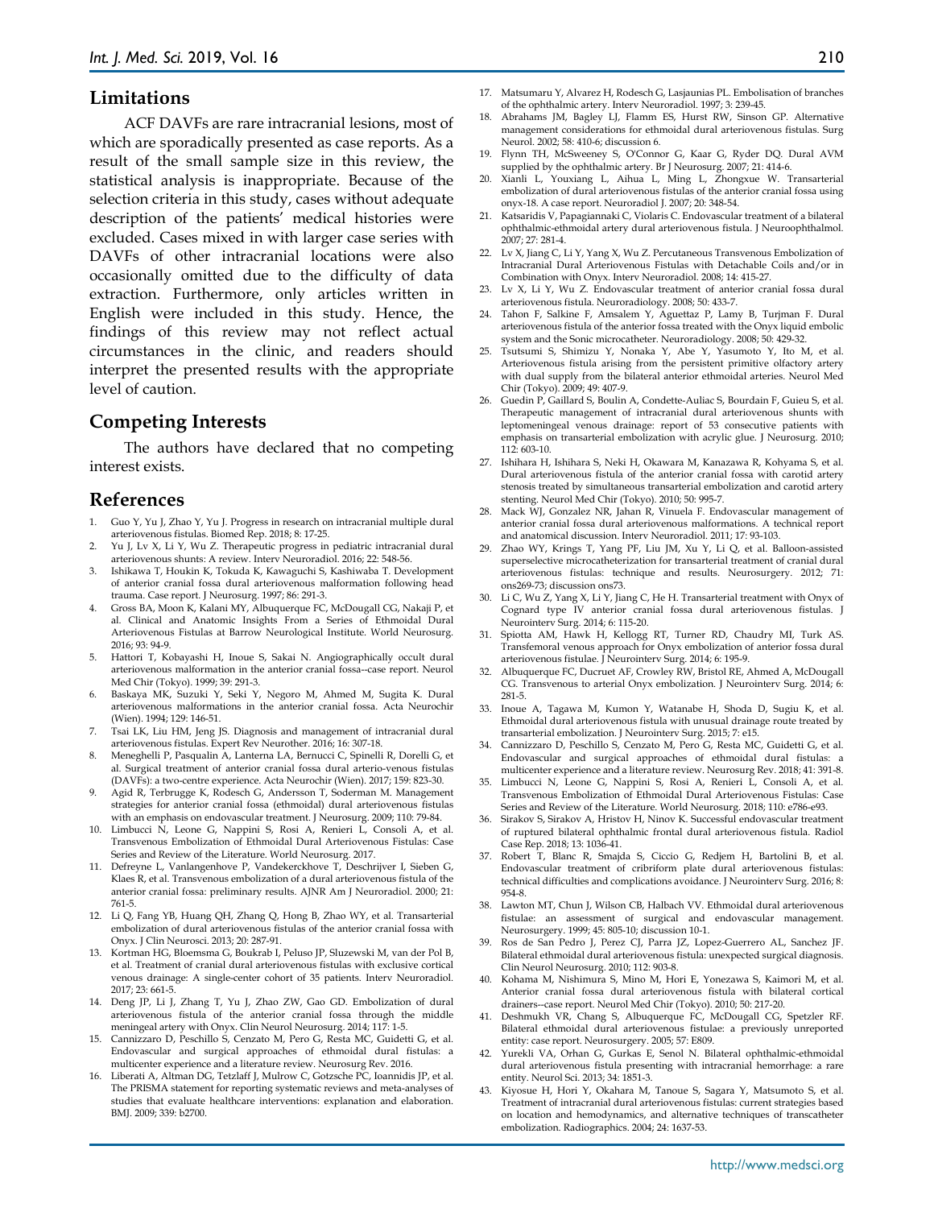## Limitations

ACF DAVFs are rare intracranial lesions, most of which are sporadically presented as case reports. As a result of the small sample size in this review, the statistical analysis is inappropriate. Because of the selection criteria in this study, cases without adequate description of the patients' medical histories were excluded. Cases mixed in with larger case series with DAVFs of other intracranial locations were also occasionally omitted due to the difficulty of data extraction. Furthermore, only articles written in English were included in this study. Hence, the findings of this review may not reflect actual circumstances in the clinic, and readers should interpret the presented results with the appropriate level of caution.

## Competing Interests

The authors have declared that no competing interest exists.

## References

1. Guo Y, Yu J, Zhao Y, Yu J. Progress in research on intracranial multiple dural arteriovenous fistulas. Biomed Rep. 2018; 8: 17-25.
2. Yu J, Lv X, Li Y, Wu Z. Therapeutic progress in pediatric intracranial dural arteriovenous shunts: A review. Interv Neuroradiol. 2016; 22: 548-56.
3. Ishikawa T, Houkin K, Tokuda K, Kawaguchi S, Kashiwaba T. Development of anterior cranial fossa dural arteriovenous malformation following head trauma. Case report. J Neurosurg. 1997; 86: 291-3.
4. Gross BA, Moon K, Kalani MY, Albuquerque FC, McDougall CG, Nakaji P, et al. Clinical and Anatomic Insights From a Series of Ethmoidal Dural Arteriovenous Fistulas at Barrow Neurological Institute. World Neurosurg. 2016; 93: 94-9.
5. Hattori T, Kobayashi H, Inoue S, Sakai N. Angiographically occult dural arteriovenous malformation in the anterior cranial fossa--case report. Neurol Med Chir (Tokyo). 1999; 39: 291-3.
6. Baskaya MK, Suzuki Y, Seki Y, Negoro M, Ahmed M, Sugita K. Dural arteriovenous malformations in the anterior cranial fossa. Acta Neurochir (Wien). 1994; 129: 146-51.
7. Tsai LK, Liu HM, Jeng JS. Diagnosis and management of intracranial dural arteriovenous fistulas. Expert Rev Neurother. 2016; 16: 307-18.
8. Meneghelli P, Pasqualin A, Lanterna LA, Bernucci C, Spinelli R, Dorelli G, et al. Surgical treatment of anterior cranial fossa dural arterio-venous fistulas (DAVFs): a two-centre experience. Acta Neurochir (Wien). 2017; 159: 823-30.
9. Agid R, Terbrugge K, Rodesch G, Andersson T, Soderman M. Management strategies for anterior cranial fossa (ethmoidal) dural arteriovenous fistulas with an emphasis on endovascular treatment. J Neurosurg. 2009; 110: 79-84.
10. Limbucci N, Leone G, Nappini S, Rosi A, Renieri L, Consoli A, et al. Transvenous Embolization of Ethmoidal Dural Arteriovenous Fistulas: Case Series and Review of the Literature. World Neurosurg. 2017.
11. Defreyne L, Vanlangenhove P, Vandekerckhove T, Deschrijver I, Sieben G, Klaes R, et al. Transvenous embolization of a dural arteriovenous fistula of the anterior cranial fossa: preliminary results. AJNR Am J Neuroradiol. 2000; 21: 761-5.
12. Li Q, Fang YB, Huang QH, Zhang Q, Hong B, Zhao WY, et al. Transarterial embolization of dural arteriovenous fistulas of the anterior cranial fossa with Onyx. J Clin Neurosci. 2013; 20: 287-91.
13. Kortman HG, Bloemsma G, Boukrab I, Peluso JP, Sluzewski M, van der Pol B, et al. Treatment of cranial dural arteriovenous fistulas with exclusive cortical venous drainage: A single-center cohort of 35 patients. Interv Neuroradiol. 2017; 23: 661-5.
14. Deng JP, Li J, Zhang T, Yu J, Zhao ZW, Gao GD. Embolization of dural arteriovenous fistula of the anterior cranial fossa through the middle meningeal artery with Onyx. Clin Neurol Neurosurg. 2014; 117: 1-5.
15. Cannizzaro D, Peschillo S, Cenzato M, Pero G, Resta MC, Guidetti G, et al. Endovascular and surgical approaches of ethmoidal dural fistulas: a multicenter experience and a literature review. Neurosurg Rev. 2016.
16. Liberati A, Altman DG, Tetzlaff J, Mulrow C, Gotzsche PC, Ioannidis JP, et al. The PRISMA statement for reporting systematic reviews and meta-analyses of studies that evaluate healthcare interventions: explanation and elaboration. BMJ. 2009; 339: b2700.
17. Matsumaru Y, Alvarez H, Rodesch G, Lasjaunias PL. Embolisation of branches of the ophthalmic artery. Interv Neuroradiol. 1997; 3: 239-45.
18. Abrahams JM, Bagley LJ, Flamm ES, Hurst RW, Sinson GP. Alternative management considerations for ethmoidal dural arteriovenous fistulas. Surg Neurol. 2002; 58: 410-6; discussion 6.
19. Flynn TH, McSweeney S, O'Connor G, Kaar G, Ryder DQ. Dural AVM supplied by the ophthalmic artery. Br J Neurosurg. 2007; 21: 414-6.
20. Xianli L, Youxiang L, Aihua L, Ming L, Zhongxue W. Transarterial embolization of dural arteriovenous fistulas of the anterior cranial fossa using onyx-18. A case report. Neuroradiol J. 2007; 20: 348-54.
21. Katsaridis V, Papagiannaki C, Violaris C. Endovascular treatment of a bilateral ophthalmic-ethmoidal artery dural arteriovenous fistula. J Neuroophthalmol. 2007; 27: 281-4.
22. Lv X, Jiang C, Li Y, Yang X, Wu Z. Percutaneous Transvenous Embolization of Intracranial Dural Arteriovenous Fistulas with Detachable Coils and/or in Combination with Onyx. Interv Neuroradiol. 2008; 14: 415-27.
23. Lv X, Li Y, Wu Z. Endovascular treatment of anterior cranial fossa dural arteriovenous fistula. Neuroradiology. 2008; 50: 433-7.
24. Tahon F, Salkine F, Amsalem Y, Aguettaz P, Lamy B, Turjman F. Dural arteriovenous fistula of the anterior fossa treated with the Onyx liquid embolic system and the Sonic microcatheter. Neuroradiology. 2008; 50: 429-32.
25. Tsutsumi S, Shimizu Y, Nonaka Y, Abe Y, Yasumoto Y, Ito M, et al. Arteriovenous fistula arising from the persistent primitive olfactory artery with dual supply from the bilateral anterior ethmoidal arteries. Neurol Med Chir (Tokyo). 2009; 49: 407-9.
26. Guedin P, Gaillard S, Boulin A, Condette-Auliac S, Bourdain F, Guieu S, et al. Therapeutic management of intracranial dural arteriovenous shunts with leptomeningeal venous drainage: report of 53 consecutive patients with emphasis on transarterial embolization with acrylic glue. J Neurosurg. 2010; 112: 603-10.
27. Ishihara H, Ishihara S, Neki H, Okawara M, Kanazawa R, Kohyama S, et al. Dural arteriovenous fistula of the anterior cranial fossa with carotid artery stenosis treated by simultaneous transarterial embolization and carotid artery stenting. Neurol Med Chir (Tokyo). 2010; 50: 995-7.
28. Mack WJ, Gonzalez NR, Jahan R, Vinuela F. Endovascular management of anterior cranial fossa dural arteriovenous malformations. A technical report and anatomical discussion. Interv Neuroradiol. 2011; 17: 93-103.
29. Zhao WY, Krings T, Yang PF, Liu JM, Xu Y, Li Q, et al. Balloon-assisted superselective microcatheterization for transarterial treatment of cranial dural arteriovenous fistulas: technique and results. Neurosurgery. 2012; 71: ons269-73; discussion ons73.
30. Li C, Wu Z, Yang X, Li Y, Jiang C, He H. Transarterial treatment with Onyx of Cognard type IV anterior cranial fossa dural arteriovenous fistulas. J Neurointerv Surg. 2014; 6: 115-20.
31. Spiotta AM, Hawk H, Kellogg RT, Turner RD, Chaudry MI, Turk AS. Transfemoral venous approach for Onyx embolization of anterior fossa dural arteriovenous fistulae. J Neurointerv Surg. 2014; 6: 195-9.
32. Albuquerque FC, Ducruet AF, Crowley RW, Bristol RE, Ahmed A, McDougall CG. Transvenous to arterial Onyx embolization. J Neurointerv Surg. 2014; 6: 281-5.
33. Inoue A, Tagawa M, Kumon Y, Watanabe H, Shoda D, Sugiu K, et al. Ethmoidal dural arteriovenous fistula with unusual drainage route treated by transarterial embolization. J Neurointerv Surg. 2015; 7: e15.
34. Cannizzaro D, Peschillo S, Cenzato M, Pero G, Resta MC, Guidetti G, et al. Endovascular and surgical approaches of ethmoidal dural fistulas: a multicenter experience and a literature review. Neurosurg Rev. 2018; 41: 391-8.
35. Limbucci N, Leone G, Nappini S, Rosi A, Renieri L, Consoli A, et al. Transvenous Embolization of Ethmoidal Dural Arteriovenous Fistulas: Case Series and Review of the Literature. World Neurosurg. 2018; 110: e786-e93.
36. Sirakov S, Sirakov A, Hristov H, Ninov K. Successful endovascular treatment of ruptured bilateral ophthalmic frontal dural arteriovenous fistula. Radiol Case Rep. 2018; 13: 1036-41.
37. Robert T, Blanc R, Smajda S, Ciccio G, Redjem H, Bartolini B, et al. Endovascular treatment of cribriform plate dural arteriovenous fistulas: technical difficulties and complications avoidance. J Neurointerv Surg. 2016; 8: 954-8.
38. Lawton MT, Chun J, Wilson CB, Halbach VV. Ethmoidal dural arteriovenous fistulae: an assessment of surgical and endovascular management. Neurosurgery. 1999; 45: 805-10; discussion 10-1.
39. Ros de San Pedro J, Perez CJ, Parra JZ, Lopez-Guerrero AL, Sanchez JF. Bilateral ethmoidal dural arteriovenous fistula: unexpected surgical diagnosis. Clin Neurol Neurosurg. 2010; 112: 903-8.
40. Kohama M, Nishimura S, Mino M, Hori E, Yonezawa S, Kaimori M, et al. Anterior cranial fossa dural arteriovenous fistula with bilateral cortical drainers--case report. Neurol Med Chir (Tokyo). 2010; 50: 217-20.
41. Deshmukh VR, Chang S, Albuquerque FC, McDougall CG, Spetzler RF. Bilateral ethmoidal dural arteriovenous fistulae: a previously unreported entity: case report. Neurosurgery. 2005; 57: E809.
42. Yurekli VA, Orhan G, Gurkas E, Senol N. Bilateral ophthalmic-ethmoidal dural arteriovenous fistula presenting with intracranial hemorrhage: a rare entity. Neurol Sci. 2013; 34: 1851-3.
43. Kiyosue H, Hori Y, Okahara M, Tanoue S, Sagara Y, Matsumoto S, et al. Treatment of intracranial dural arteriovenous fistulas: current strategies based on location and hemodynamics, and alternative techniques of transcatheter embolization. Radiographics. 2004; 24: 1637-53.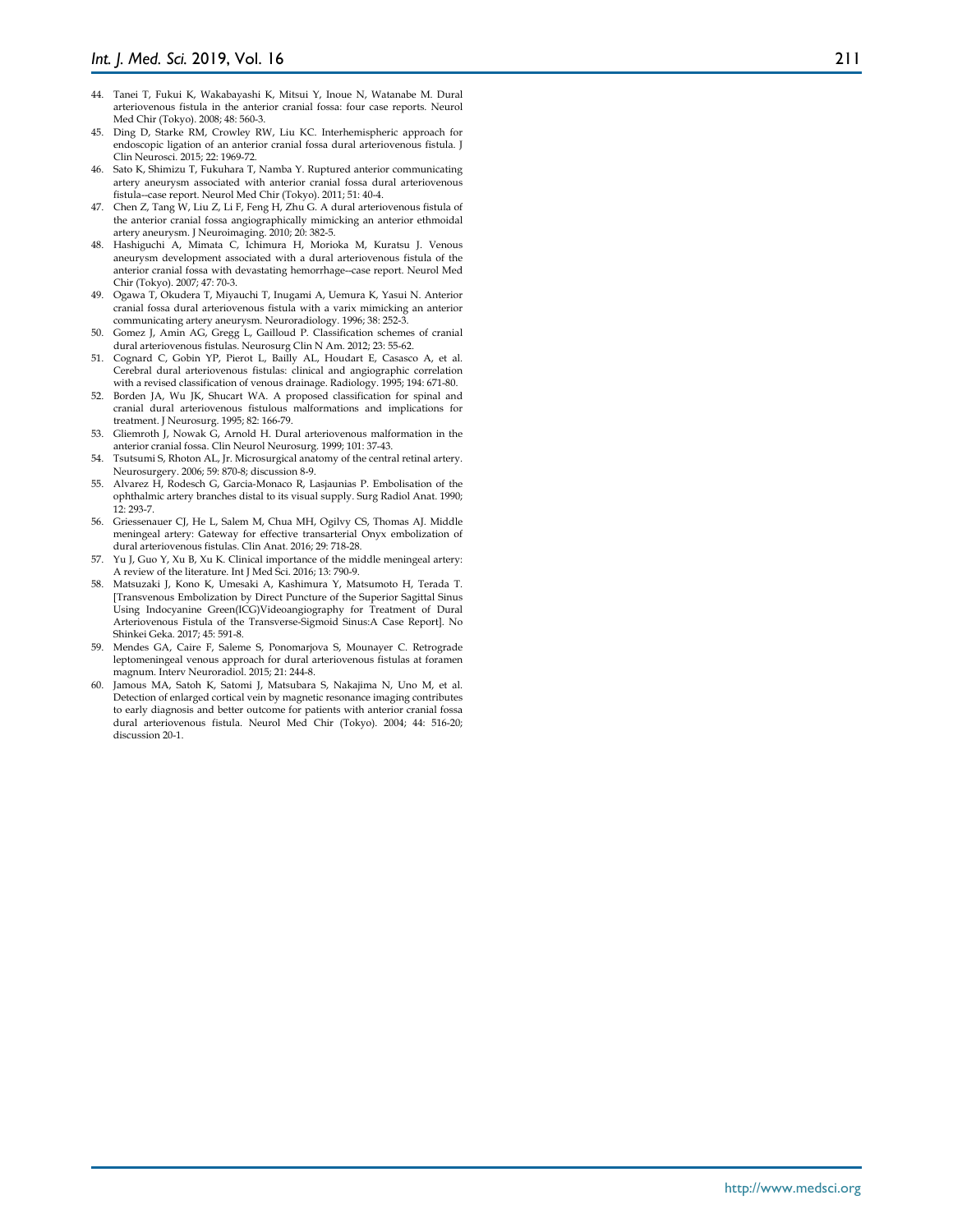44. Tanei T, Fukui K, Wakabayashi K, Mitsui Y, Inoue N, Watanabe M. Dural arteriovenous fistula in the anterior cranial fossa: four case reports. Neurol Med Chir (Tokyo). 2008; 48: 560-3.
45. Ding D, Starke RM, Crowley RW, Liu KC. Interhemispheric approach for endoscopic ligation of an anterior cranial fossa dural arteriovenous fistula. J Clin Neurosci. 2015; 22: 1969-72.
46. Sato K, Shimizu T, Fukuhara T, Namba Y. Ruptured anterior communicating artery aneurysm associated with anterior cranial fossa dural arteriovenous fistula--case report. Neurol Med Chir (Tokyo). 2011; 51: 40-4.
47. Chen Z, Tang W, Liu Z, Li F, Feng H, Zhu G. A dural arteriovenous fistula of the anterior cranial fossa angiographically mimicking an anterior ethmoidal artery aneurysm. J Neuroimaging. 2010; 20: 382-5.
48. Hashiguchi A, Mimata C, Ichimura H, Morioka M, Kuratsu J. Venous aneurysm development associated with a dural arteriovenous fistula of the anterior cranial fossa with devastating hemorrhage--case report. Neurol Med Chir (Tokyo). 2007; 47: 70-3.
49. Ogawa T, Okudera T, Miyauchi T, Inugami A, Uemura K, Yasui N. Anterior cranial fossa dural arteriovenous fistula with a varix mimicking an anterior communicating artery aneurysm. Neuroradiology. 1996; 38: 252-3.
50. Gomez J, Amin AG, Gregg L, Gailloud P. Classification schemes of cranial dural arteriovenous fistulas. Neurosurg Clin N Am. 2012; 23: 55-62.
51. Cognard C, Gobin YP, Pierot L, Bailly AL, Houdart E, Casasco A, et al. Cerebral dural arteriovenous fistulas: clinical and angiographic correlation with a revised classification of venous drainage. Radiology. 1995; 194: 671-80.
52. Borden JA, Wu JK, Shucart WA. A proposed classification for spinal and cranial dural arteriovenous fistulous malformations and implications for treatment. J Neurosurg. 1995; 82: 166-79.
53. Gliemroth J, Nowak G, Arnold H. Dural arteriovenous malformation in the anterior cranial fossa. Clin Neurol Neurosurg. 1999; 101: 37-43.
54. Tsutsumi S, Rhoton AL, Jr. Microsurgical anatomy of the central retinal artery. Neurosurgery. 2006; 59: 870-8; discussion 8-9.
55. Alvarez H, Rodesch G, Garcia-Monaco R, Lasjaunias P. Embolisation of the ophthalmic artery branches distal to its visual supply. Surg Radiol Anat. 1990; 12: 293-7.
56. Griessenauer CJ, He L, Salem M, Chua MH, Ogilvy CS, Thomas AJ. Middle meningeal artery: Gateway for effective transarterial Onyx embolization of dural arteriovenous fistulas. Clin Anat. 2016; 29: 718-28.
57. Yu J, Guo Y, Xu B, Xu K. Clinical importance of the middle meningeal artery: A review of the literature. Int J Med Sci. 2016; 13: 790-9.
58. Matsuzaki J, Kono K, Umesaki A, Kashimura Y, Matsumoto H, Terada T. [Transvenous Embolization by Direct Puncture of the Superior Sagittal Sinus Using Indocyanine Green(ICG)Videoangiography for Treatment of Dural Arteriovenous Fistula of the Transverse-Sigmoid Sinus:A Case Report]. No Shinkei Geka. 2017; 45: 591-8.
59. Mendes GA, Caire F, Saleme S, Ponomarjova S, Mounayer C. Retrograde leptomeningeal venous approach for dural arteriovenous fistulas at foramen magnum. Interv Neuroradiol. 2015; 21: 244-8.
60. Jamous MA, Satoh K, Satomi J, Matsubara S, Nakajima N, Uno M, et al. Detection of enlarged cortical vein by magnetic resonance imaging contributes to early diagnosis and better outcome for patients with anterior cranial fossa dural arteriovenous fistula. Neurol Med Chir (Tokyo). 2004; 44: 516-20; discussion 20-1.